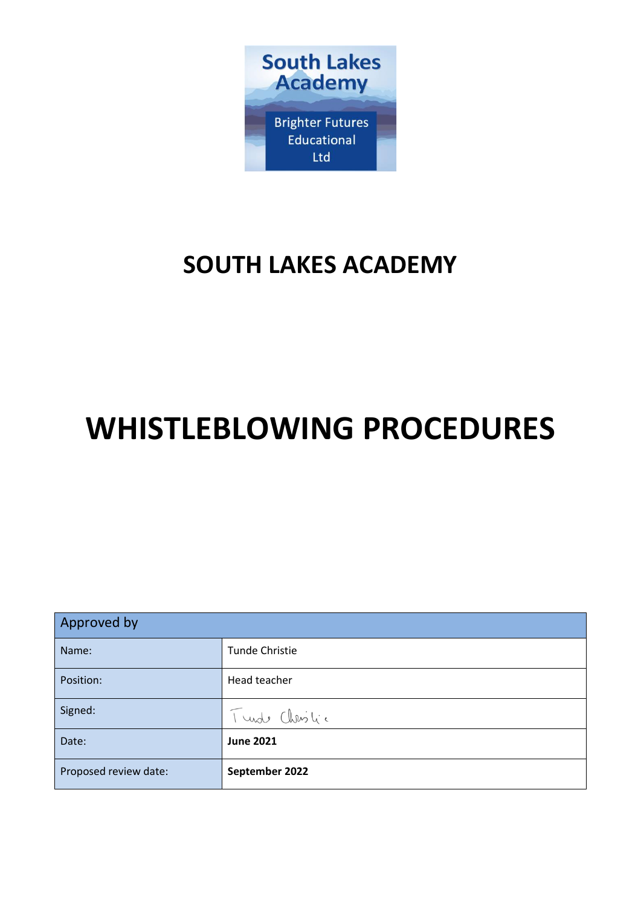South Lakes Academy

Brighter Futures Educational Ltd

# SOUTH LAKES ACADEMY

# WHISTLEBLOWING PROCEDURES

| Approved by | |
|---|---|
| Name: | Tunde Christie |
| Position: | Head teacher |
| Signed: | Tunde Christie |
| Date: | **June 2021** |
| Proposed review date: | **September 2022** |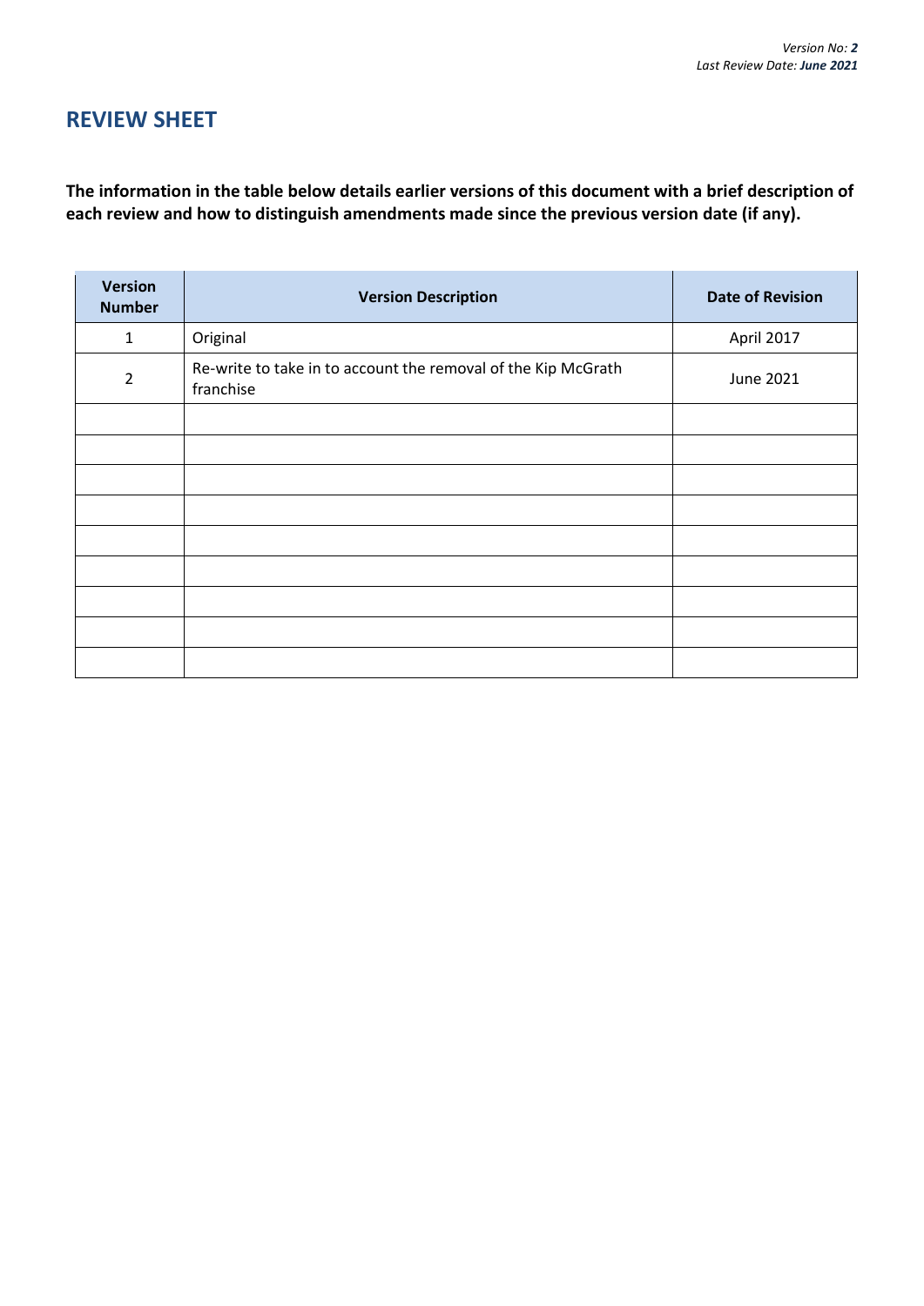## REVIEW SHEET

**The information in the table below details earlier versions of this document with a brief description of each review and how to distinguish amendments made since the previous version date (if any).**

| Version Number | Version Description | Date of Revision |
|---|---|---|
| 1 | Original | April 2017 |
| 2 | Re-write to take in to account the removal of the Kip McGrath franchise | June 2021 |
| | | |
| | | |
| | | |
| | | |
| | | |
| | | |
| | | |
| | | |
| | | |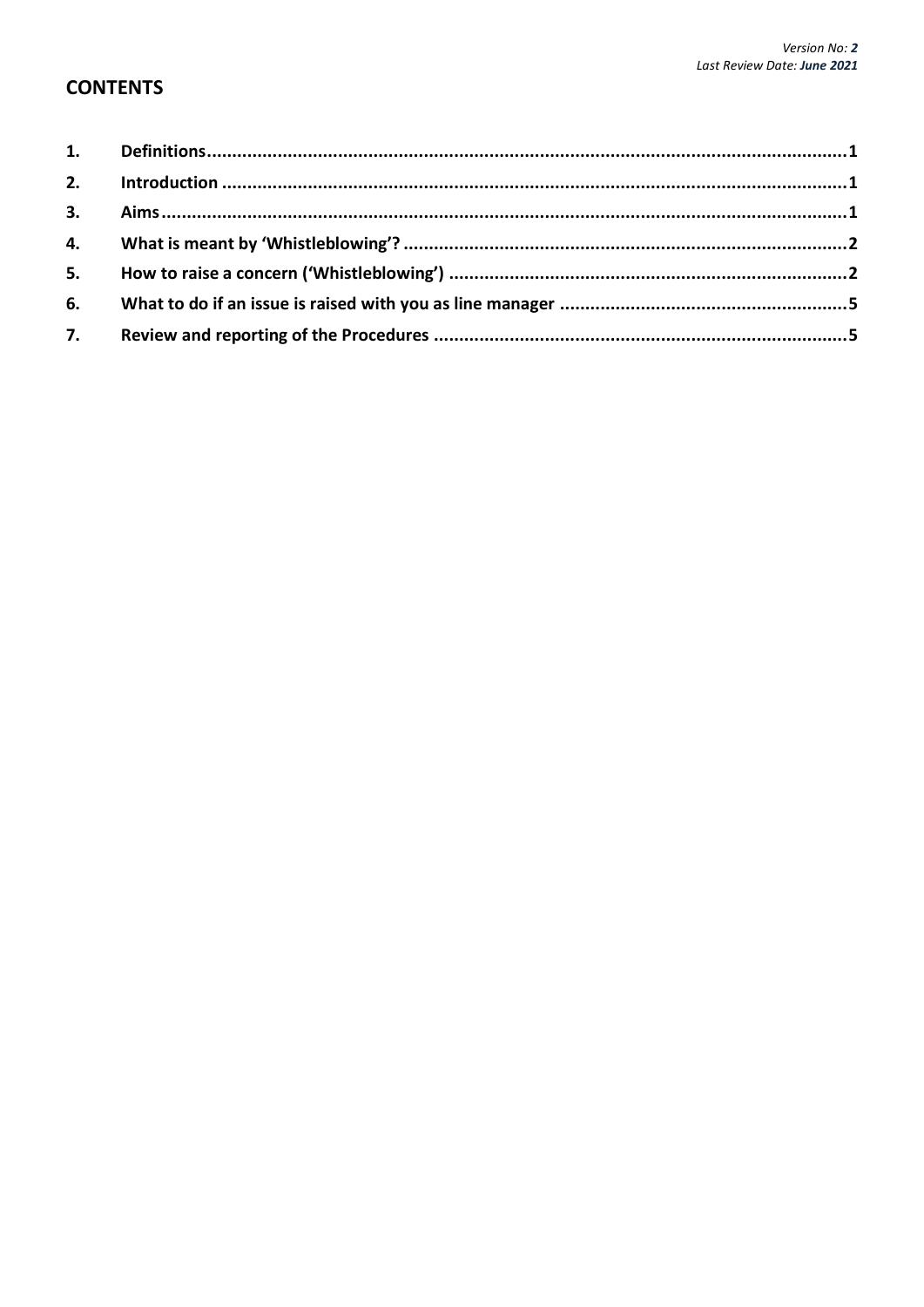*Version No: **2***
*Last Review Date: **June 2021***

## CONTENTS

| | | |
|---|---|---|
| **1.** | **Definitions** | **1** |
| **2.** | **Introduction** | **1** |
| **3.** | **Aims** | **1** |
| **4.** | **What is meant by 'Whistleblowing'?** | **2** |
| **5.** | **How to raise a concern ('Whistleblowing')** | **2** |
| **6.** | **What to do if an issue is raised with you as line manager** | **5** |
| **7.** | **Review and reporting of the Procedures** | **5** |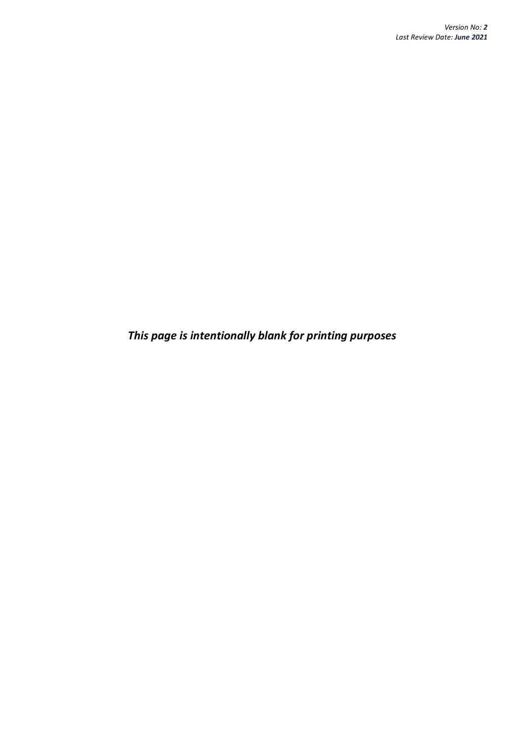*This page is intentionally blank for printing purposes*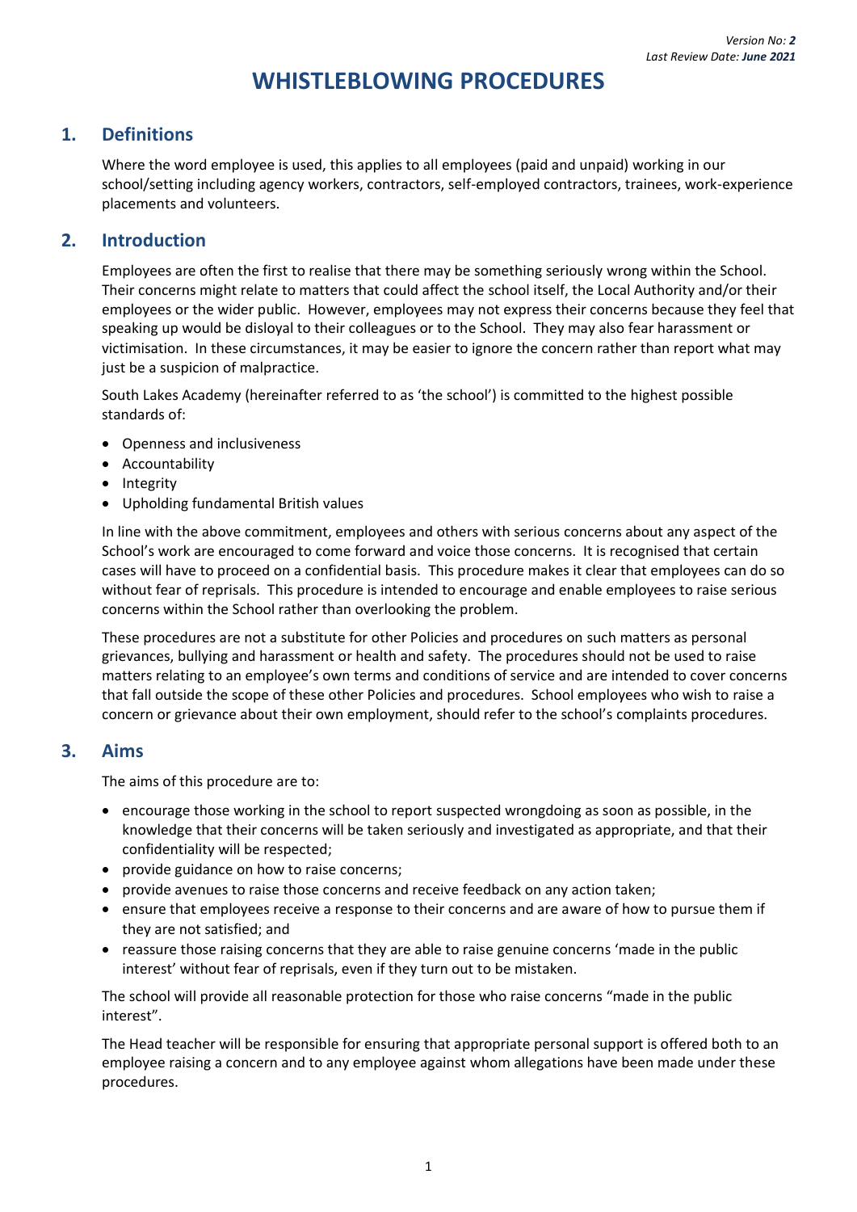*Version No: **2***
*Last Review Date: **June 2021***

# WHISTLEBLOWING PROCEDURES

## 1. Definitions

Where the word employee is used, this applies to all employees (paid and unpaid) working in our school/setting including agency workers, contractors, self-employed contractors, trainees, work-experience placements and volunteers.

## 2. Introduction

Employees are often the first to realise that there may be something seriously wrong within the School. Their concerns might relate to matters that could affect the school itself, the Local Authority and/or their employees or the wider public. However, employees may not express their concerns because they feel that speaking up would be disloyal to their colleagues or to the School. They may also fear harassment or victimisation. In these circumstances, it may be easier to ignore the concern rather than report what may just be a suspicion of malpractice.

South Lakes Academy (hereinafter referred to as 'the school') is committed to the highest possible standards of:

- Openness and inclusiveness
- Accountability
- Integrity
- Upholding fundamental British values

In line with the above commitment, employees and others with serious concerns about any aspect of the School's work are encouraged to come forward and voice those concerns. It is recognised that certain cases will have to proceed on a confidential basis. This procedure makes it clear that employees can do so without fear of reprisals. This procedure is intended to encourage and enable employees to raise serious concerns within the School rather than overlooking the problem.

These procedures are not a substitute for other Policies and procedures on such matters as personal grievances, bullying and harassment or health and safety. The procedures should not be used to raise matters relating to an employee's own terms and conditions of service and are intended to cover concerns that fall outside the scope of these other Policies and procedures. School employees who wish to raise a concern or grievance about their own employment, should refer to the school's complaints procedures.

## 3. Aims

The aims of this procedure are to:

- encourage those working in the school to report suspected wrongdoing as soon as possible, in the knowledge that their concerns will be taken seriously and investigated as appropriate, and that their confidentiality will be respected;
- provide guidance on how to raise concerns;
- provide avenues to raise those concerns and receive feedback on any action taken;
- ensure that employees receive a response to their concerns and are aware of how to pursue them if they are not satisfied; and
- reassure those raising concerns that they are able to raise genuine concerns 'made in the public interest' without fear of reprisals, even if they turn out to be mistaken.

The school will provide all reasonable protection for those who raise concerns "made in the public interest".

The Head teacher will be responsible for ensuring that appropriate personal support is offered both to an employee raising a concern and to any employee against whom allegations have been made under these procedures.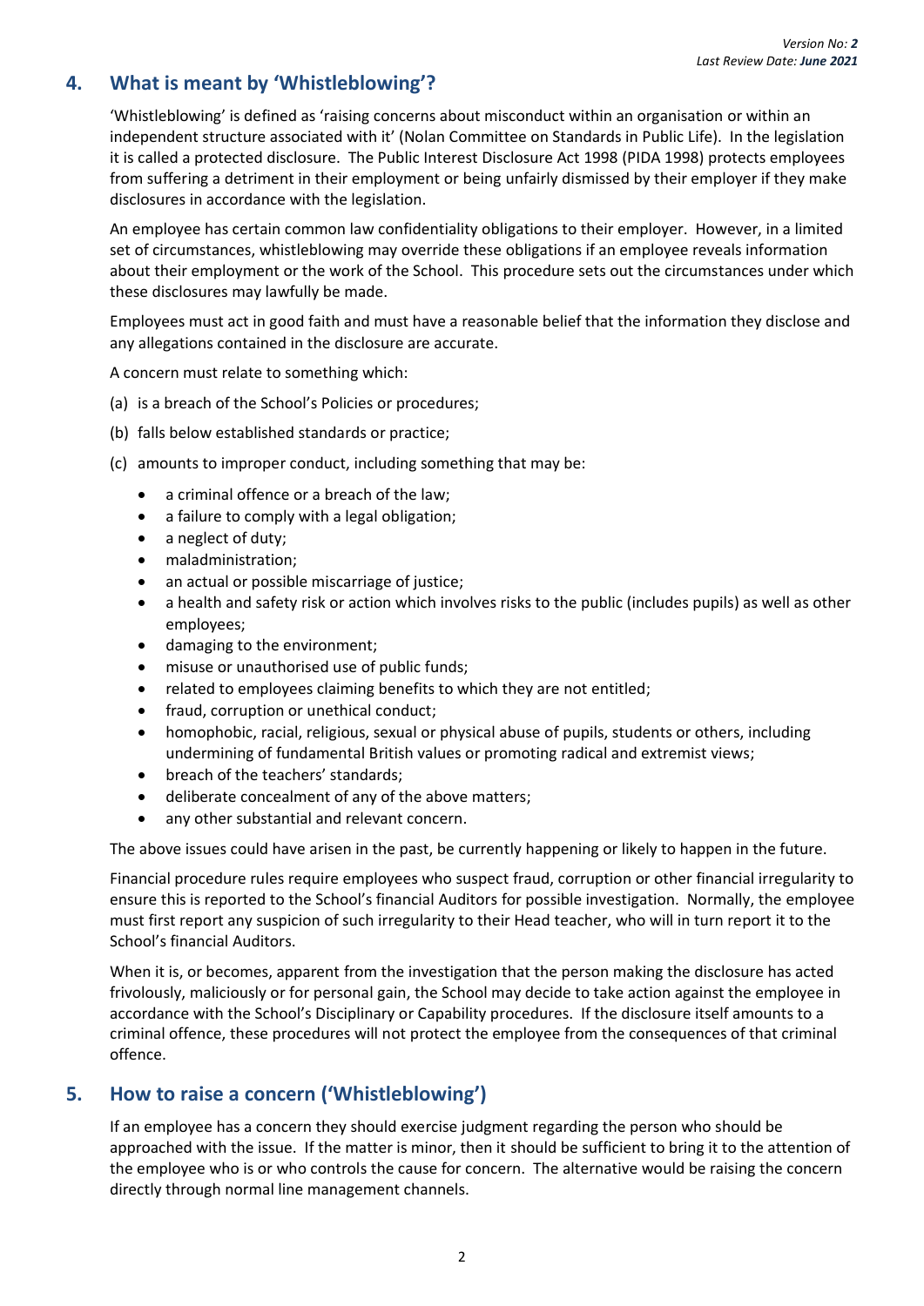## 4. What is meant by 'Whistleblowing'?

'Whistleblowing' is defined as 'raising concerns about misconduct within an organisation or within an independent structure associated with it' (Nolan Committee on Standards in Public Life). In the legislation it is called a protected disclosure. The Public Interest Disclosure Act 1998 (PIDA 1998) protects employees from suffering a detriment in their employment or being unfairly dismissed by their employer if they make disclosures in accordance with the legislation.

An employee has certain common law confidentiality obligations to their employer. However, in a limited set of circumstances, whistleblowing may override these obligations if an employee reveals information about their employment or the work of the School. This procedure sets out the circumstances under which these disclosures may lawfully be made.

Employees must act in good faith and must have a reasonable belief that the information they disclose and any allegations contained in the disclosure are accurate.

A concern must relate to something which:

(a) is a breach of the School's Policies or procedures;

(b) falls below established standards or practice;

(c) amounts to improper conduct, including something that may be:

- a criminal offence or a breach of the law;
- a failure to comply with a legal obligation;
- a neglect of duty;
- maladministration;
- an actual or possible miscarriage of justice;
- a health and safety risk or action which involves risks to the public (includes pupils) as well as other employees;
- damaging to the environment;
- misuse or unauthorised use of public funds;
- related to employees claiming benefits to which they are not entitled;
- fraud, corruption or unethical conduct;
- homophobic, racial, religious, sexual or physical abuse of pupils, students or others, including undermining of fundamental British values or promoting radical and extremist views;
- breach of the teachers' standards;
- deliberate concealment of any of the above matters;
- any other substantial and relevant concern.

The above issues could have arisen in the past, be currently happening or likely to happen in the future.

Financial procedure rules require employees who suspect fraud, corruption or other financial irregularity to ensure this is reported to the School's financial Auditors for possible investigation. Normally, the employee must first report any suspicion of such irregularity to their Head teacher, who will in turn report it to the School's financial Auditors.

When it is, or becomes, apparent from the investigation that the person making the disclosure has acted frivolously, maliciously or for personal gain, the School may decide to take action against the employee in accordance with the School's Disciplinary or Capability procedures. If the disclosure itself amounts to a criminal offence, these procedures will not protect the employee from the consequences of that criminal offence.

## 5. How to raise a concern ('Whistleblowing')

If an employee has a concern they should exercise judgment regarding the person who should be approached with the issue. If the matter is minor, then it should be sufficient to bring it to the attention of the employee who is or who controls the cause for concern. The alternative would be raising the concern directly through normal line management channels.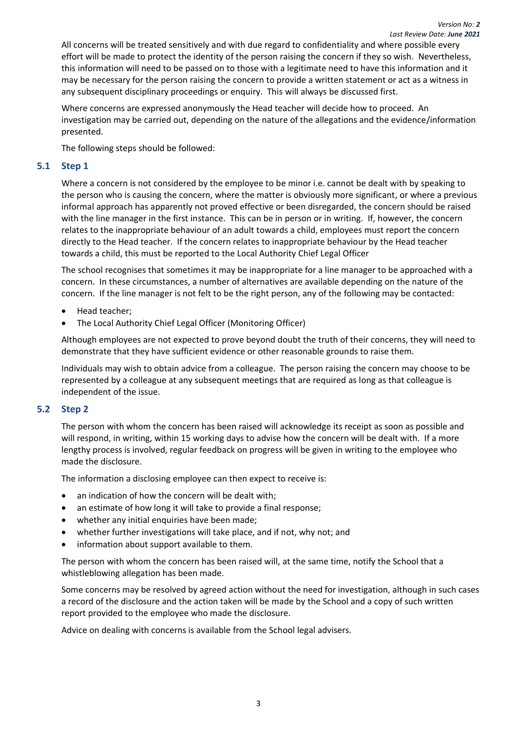All concerns will be treated sensitively and with due regard to confidentiality and where possible every effort will be made to protect the identity of the person raising the concern if they so wish. Nevertheless, this information will need to be passed on to those with a legitimate need to have this information and it may be necessary for the person raising the concern to provide a written statement or act as a witness in any subsequent disciplinary proceedings or enquiry. This will always be discussed first.

Where concerns are expressed anonymously the Head teacher will decide how to proceed. An investigation may be carried out, depending on the nature of the allegations and the evidence/information presented.

The following steps should be followed:

### 5.1 Step 1

Where a concern is not considered by the employee to be minor i.e. cannot be dealt with by speaking to the person who is causing the concern, where the matter is obviously more significant, or where a previous informal approach has apparently not proved effective or been disregarded, the concern should be raised with the line manager in the first instance. This can be in person or in writing. If, however, the concern relates to the inappropriate behaviour of an adult towards a child, employees must report the concern directly to the Head teacher. If the concern relates to inappropriate behaviour by the Head teacher towards a child, this must be reported to the Local Authority Chief Legal Officer

The school recognises that sometimes it may be inappropriate for a line manager to be approached with a concern. In these circumstances, a number of alternatives are available depending on the nature of the concern. If the line manager is not felt to be the right person, any of the following may be contacted:

- Head teacher;
- The Local Authority Chief Legal Officer (Monitoring Officer)

Although employees are not expected to prove beyond doubt the truth of their concerns, they will need to demonstrate that they have sufficient evidence or other reasonable grounds to raise them.

Individuals may wish to obtain advice from a colleague. The person raising the concern may choose to be represented by a colleague at any subsequent meetings that are required as long as that colleague is independent of the issue.

### 5.2 Step 2

The person with whom the concern has been raised will acknowledge its receipt as soon as possible and will respond, in writing, within 15 working days to advise how the concern will be dealt with. If a more lengthy process is involved, regular feedback on progress will be given in writing to the employee who made the disclosure.

The information a disclosing employee can then expect to receive is:

- an indication of how the concern will be dealt with;
- an estimate of how long it will take to provide a final response;
- whether any initial enquiries have been made;
- whether further investigations will take place, and if not, why not; and
- information about support available to them.

The person with whom the concern has been raised will, at the same time, notify the School that a whistleblowing allegation has been made.

Some concerns may be resolved by agreed action without the need for investigation, although in such cases a record of the disclosure and the action taken will be made by the School and a copy of such written report provided to the employee who made the disclosure.

Advice on dealing with concerns is available from the School legal advisers.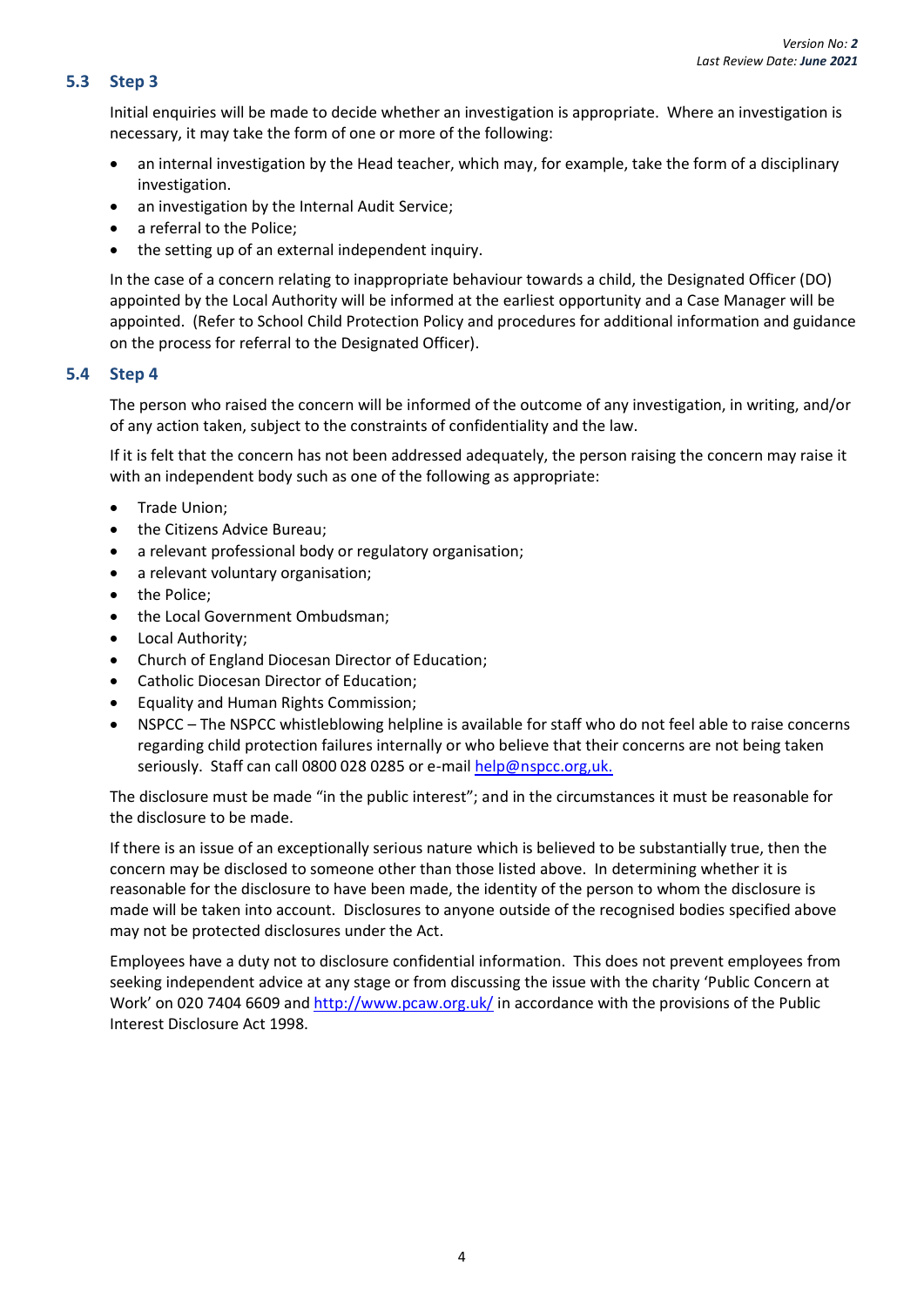### 5.3 Step 3

Initial enquiries will be made to decide whether an investigation is appropriate. Where an investigation is necessary, it may take the form of one or more of the following:

- an internal investigation by the Head teacher, which may, for example, take the form of a disciplinary investigation.
- an investigation by the Internal Audit Service;
- a referral to the Police;
- the setting up of an external independent inquiry.

In the case of a concern relating to inappropriate behaviour towards a child, the Designated Officer (DO) appointed by the Local Authority will be informed at the earliest opportunity and a Case Manager will be appointed. (Refer to School Child Protection Policy and procedures for additional information and guidance on the process for referral to the Designated Officer).

### 5.4 Step 4

The person who raised the concern will be informed of the outcome of any investigation, in writing, and/or of any action taken, subject to the constraints of confidentiality and the law.

If it is felt that the concern has not been addressed adequately, the person raising the concern may raise it with an independent body such as one of the following as appropriate:

- Trade Union;
- the Citizens Advice Bureau;
- a relevant professional body or regulatory organisation;
- a relevant voluntary organisation;
- the Police;
- the Local Government Ombudsman;
- Local Authority;
- Church of England Diocesan Director of Education;
- Catholic Diocesan Director of Education;
- Equality and Human Rights Commission;
- NSPCC – The NSPCC whistleblowing helpline is available for staff who do not feel able to raise concerns regarding child protection failures internally or who believe that their concerns are not being taken seriously. Staff can call 0800 028 0285 or e-mail help@nspcc.org,uk.

The disclosure must be made "in the public interest"; and in the circumstances it must be reasonable for the disclosure to be made.

If there is an issue of an exceptionally serious nature which is believed to be substantially true, then the concern may be disclosed to someone other than those listed above. In determining whether it is reasonable for the disclosure to have been made, the identity of the person to whom the disclosure is made will be taken into account. Disclosures to anyone outside of the recognised bodies specified above may not be protected disclosures under the Act.

Employees have a duty not to disclosure confidential information. This does not prevent employees from seeking independent advice at any stage or from discussing the issue with the charity 'Public Concern at Work' on 020 7404 6609 and http://www.pcaw.org.uk/ in accordance with the provisions of the Public Interest Disclosure Act 1998.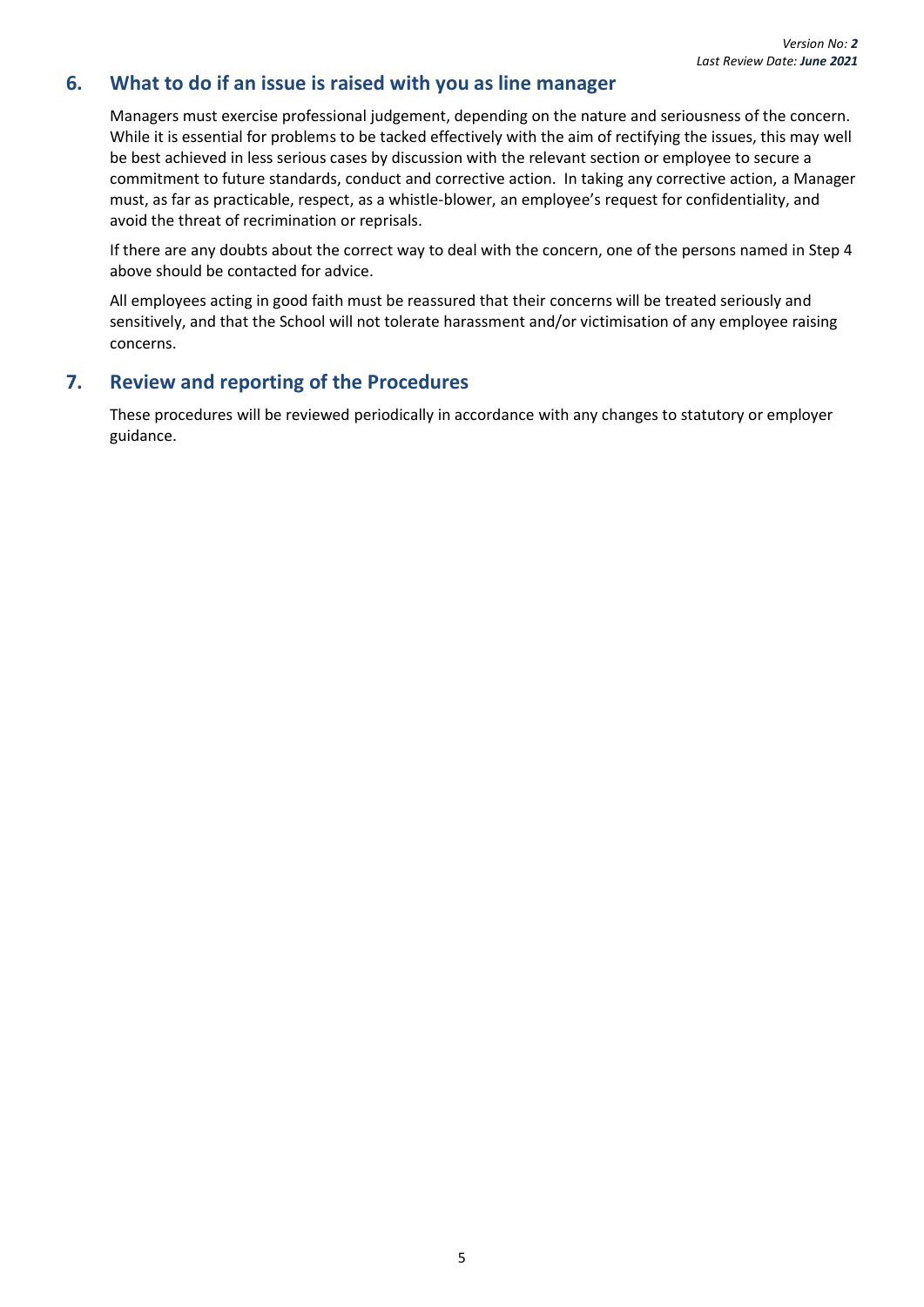## 6. What to do if an issue is raised with you as line manager

Managers must exercise professional judgement, depending on the nature and seriousness of the concern. While it is essential for problems to be tacked effectively with the aim of rectifying the issues, this may well be best achieved in less serious cases by discussion with the relevant section or employee to secure a commitment to future standards, conduct and corrective action. In taking any corrective action, a Manager must, as far as practicable, respect, as a whistle-blower, an employee's request for confidentiality, and avoid the threat of recrimination or reprisals.

If there are any doubts about the correct way to deal with the concern, one of the persons named in Step 4 above should be contacted for advice.

All employees acting in good faith must be reassured that their concerns will be treated seriously and sensitively, and that the School will not tolerate harassment and/or victimisation of any employee raising concerns.

## 7. Review and reporting of the Procedures

These procedures will be reviewed periodically in accordance with any changes to statutory or employer guidance.